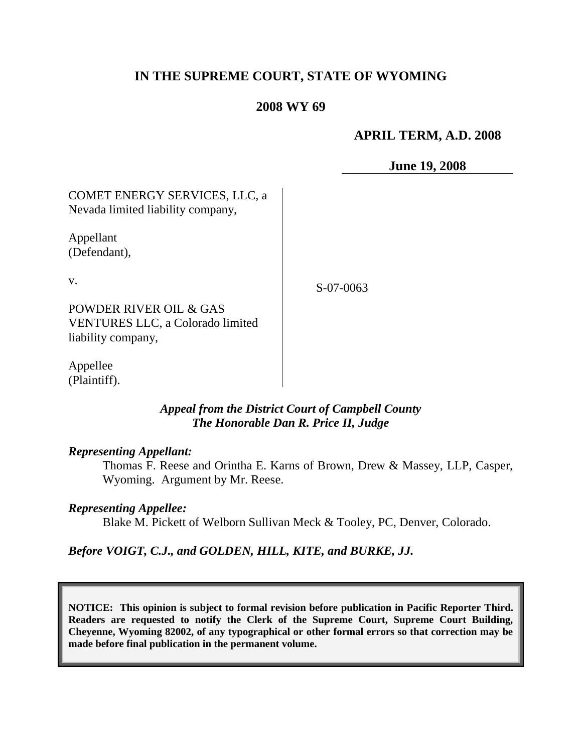# IN THE SUPREME COURT, STATE OF WYOMING

## 2008 WY 69

**APRIL TERM, A.D. 2008**

**June 19, 2008**

COMET ENERGY SERVICES, LLC, a Nevada limited liability company,

Appellant (Defendant),

v.

POWDER RIVER OIL & GAS VENTURES LLC, a Colorado limited liability company,

Appellee (Plaintiff).

S-07-0063

***Appeal from the District Court of Campbell County***
***The Honorable Dan R. Price II, Judge***

***Representing Appellant:***

Thomas F. Reese and Orintha E. Karns of Brown, Drew & Massey, LLP, Casper, Wyoming. Argument by Mr. Reese.

***Representing Appellee:***

Blake M. Pickett of Welborn Sullivan Meck & Tooley, PC, Denver, Colorado.

***Before VOIGT, C.J., and GOLDEN, HILL, KITE, and BURKE, JJ.***

**NOTICE: This opinion is subject to formal revision before publication in Pacific Reporter Third. Readers are requested to notify the Clerk of the Supreme Court, Supreme Court Building, Cheyenne, Wyoming 82002, of any typographical or other formal errors so that correction may be made before final publication in the permanent volume.**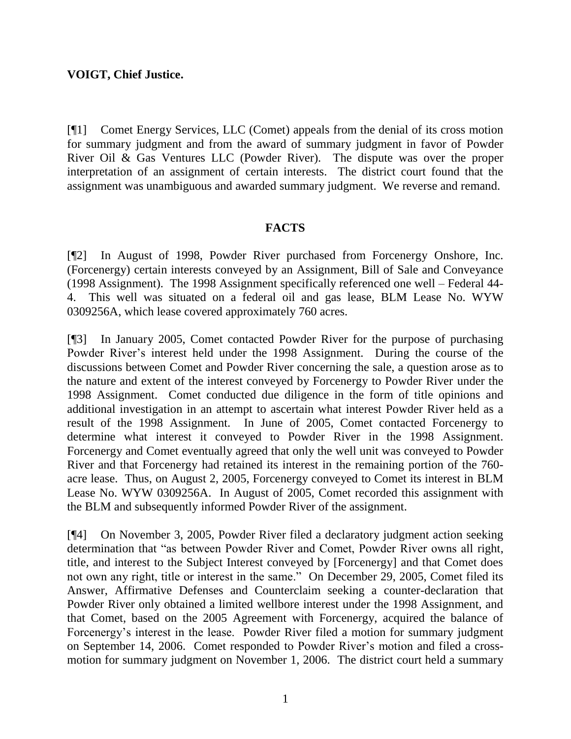**VOIGT, Chief Justice.**

[¶1] Comet Energy Services, LLC (Comet) appeals from the denial of its cross motion for summary judgment and from the award of summary judgment in favor of Powder River Oil & Gas Ventures LLC (Powder River). The dispute was over the proper interpretation of an assignment of certain interests. The district court found that the assignment was unambiguous and awarded summary judgment. We reverse and remand.

## FACTS

[¶2] In August of 1998, Powder River purchased from Forcenergy Onshore, Inc. (Forcenergy) certain interests conveyed by an Assignment, Bill of Sale and Conveyance (1998 Assignment). The 1998 Assignment specifically referenced one well – Federal 44-4. This well was situated on a federal oil and gas lease, BLM Lease No. WYW 0309256A, which lease covered approximately 760 acres.

[¶3] In January 2005, Comet contacted Powder River for the purpose of purchasing Powder River's interest held under the 1998 Assignment. During the course of the discussions between Comet and Powder River concerning the sale, a question arose as to the nature and extent of the interest conveyed by Forcenergy to Powder River under the 1998 Assignment. Comet conducted due diligence in the form of title opinions and additional investigation in an attempt to ascertain what interest Powder River held as a result of the 1998 Assignment. In June of 2005, Comet contacted Forcenergy to determine what interest it conveyed to Powder River in the 1998 Assignment. Forcenergy and Comet eventually agreed that only the well unit was conveyed to Powder River and that Forcenergy had retained its interest in the remaining portion of the 760-acre lease. Thus, on August 2, 2005, Forcenergy conveyed to Comet its interest in BLM Lease No. WYW 0309256A. In August of 2005, Comet recorded this assignment with the BLM and subsequently informed Powder River of the assignment.

[¶4] On November 3, 2005, Powder River filed a declaratory judgment action seeking determination that "as between Powder River and Comet, Powder River owns all right, title, and interest to the Subject Interest conveyed by [Forcenergy] and that Comet does not own any right, title or interest in the same." On December 29, 2005, Comet filed its Answer, Affirmative Defenses and Counterclaim seeking a counter-declaration that Powder River only obtained a limited wellbore interest under the 1998 Assignment, and that Comet, based on the 2005 Agreement with Forcenergy, acquired the balance of Forcenergy's interest in the lease. Powder River filed a motion for summary judgment on September 14, 2006. Comet responded to Powder River's motion and filed a cross-motion for summary judgment on November 1, 2006. The district court held a summary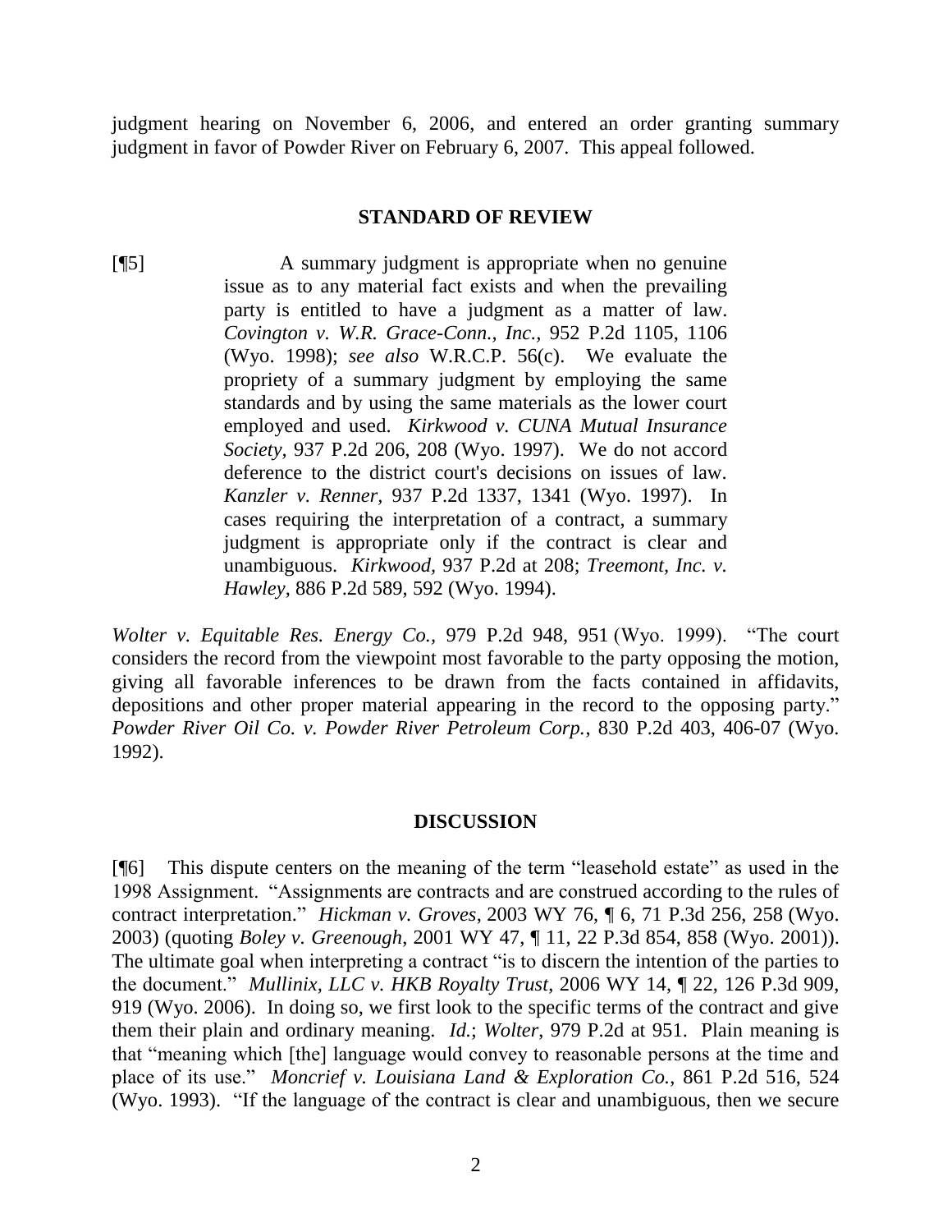judgment hearing on November 6, 2006, and entered an order granting summary judgment in favor of Powder River on February 6, 2007. This appeal followed.

## STANDARD OF REVIEW

[¶5] A summary judgment is appropriate when no genuine issue as to any material fact exists and when the prevailing party is entitled to have a judgment as a matter of law. *Covington v. W.R. Grace-Conn., Inc.*, 952 P.2d 1105, 1106 (Wyo. 1998); *see also* W.R.C.P. 56(c). We evaluate the propriety of a summary judgment by employing the same standards and by using the same materials as the lower court employed and used. *Kirkwood v. CUNA Mutual Insurance Society*, 937 P.2d 206, 208 (Wyo. 1997). We do not accord deference to the district court's decisions on issues of law. *Kanzler v. Renner*, 937 P.2d 1337, 1341 (Wyo. 1997). In cases requiring the interpretation of a contract, a summary judgment is appropriate only if the contract is clear and unambiguous. *Kirkwood*, 937 P.2d at 208; *Treemont, Inc. v. Hawley*, 886 P.2d 589, 592 (Wyo. 1994).

*Wolter v. Equitable Res. Energy Co.*, 979 P.2d 948, 951 (Wyo. 1999). "The court considers the record from the viewpoint most favorable to the party opposing the motion, giving all favorable inferences to be drawn from the facts contained in affidavits, depositions and other proper material appearing in the record to the opposing party." *Powder River Oil Co. v. Powder River Petroleum Corp.*, 830 P.2d 403, 406-07 (Wyo. 1992).

## DISCUSSION

[¶6] This dispute centers on the meaning of the term "leasehold estate" as used in the 1998 Assignment. "Assignments are contracts and are construed according to the rules of contract interpretation." *Hickman v. Groves*, 2003 WY 76, ¶ 6, 71 P.3d 256, 258 (Wyo. 2003) (quoting *Boley v. Greenough*, 2001 WY 47, ¶ 11, 22 P.3d 854, 858 (Wyo. 2001)). The ultimate goal when interpreting a contract "is to discern the intention of the parties to the document." *Mullinix, LLC v. HKB Royalty Trust*, 2006 WY 14, ¶ 22, 126 P.3d 909, 919 (Wyo. 2006). In doing so, we first look to the specific terms of the contract and give them their plain and ordinary meaning. *Id.*; *Wolter*, 979 P.2d at 951. Plain meaning is that "meaning which [the] language would convey to reasonable persons at the time and place of its use." *Moncrief v. Louisiana Land & Exploration Co.*, 861 P.2d 516, 524 (Wyo. 1993). "If the language of the contract is clear and unambiguous, then we secure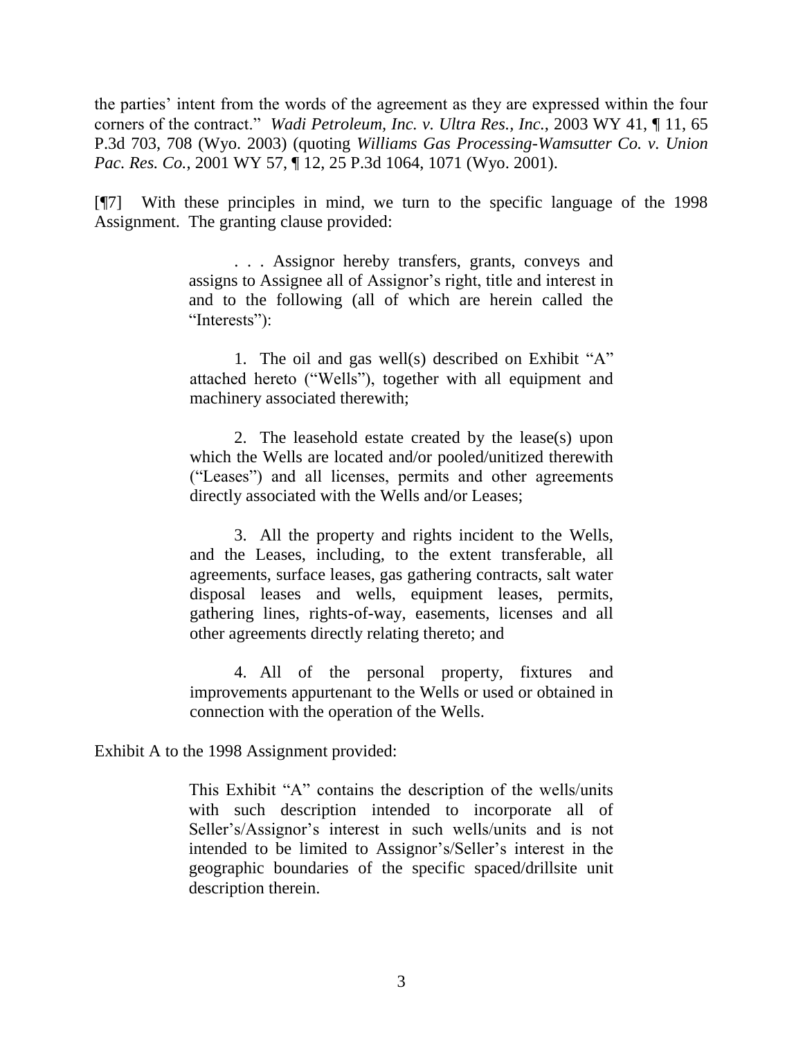the parties' intent from the words of the agreement as they are expressed within the four corners of the contract." *Wadi Petroleum, Inc. v. Ultra Res., Inc.*, 2003 WY 41, ¶ 11, 65 P.3d 703, 708 (Wyo. 2003) (quoting *Williams Gas Processing-Wamsutter Co. v. Union Pac. Res. Co.*, 2001 WY 57, ¶ 12, 25 P.3d 1064, 1071 (Wyo. 2001).

[¶7] With these principles in mind, we turn to the specific language of the 1998 Assignment. The granting clause provided:

> . . . Assignor hereby transfers, grants, conveys and assigns to Assignee all of Assignor's right, title and interest in and to the following (all of which are herein called the "Interests"):
>
> 1. The oil and gas well(s) described on Exhibit "A" attached hereto ("Wells"), together with all equipment and machinery associated therewith;
>
> 2. The leasehold estate created by the lease(s) upon which the Wells are located and/or pooled/unitized therewith ("Leases") and all licenses, permits and other agreements directly associated with the Wells and/or Leases;
>
> 3. All the property and rights incident to the Wells, and the Leases, including, to the extent transferable, all agreements, surface leases, gas gathering contracts, salt water disposal leases and wells, equipment leases, permits, gathering lines, rights-of-way, easements, licenses and all other agreements directly relating thereto; and
>
> 4. All of the personal property, fixtures and improvements appurtenant to the Wells or used or obtained in connection with the operation of the Wells.

Exhibit A to the 1998 Assignment provided:

> This Exhibit "A" contains the description of the wells/units with such description intended to incorporate all of Seller's/Assignor's interest in such wells/units and is not intended to be limited to Assignor's/Seller's interest in the geographic boundaries of the specific spaced/drillsite unit description therein.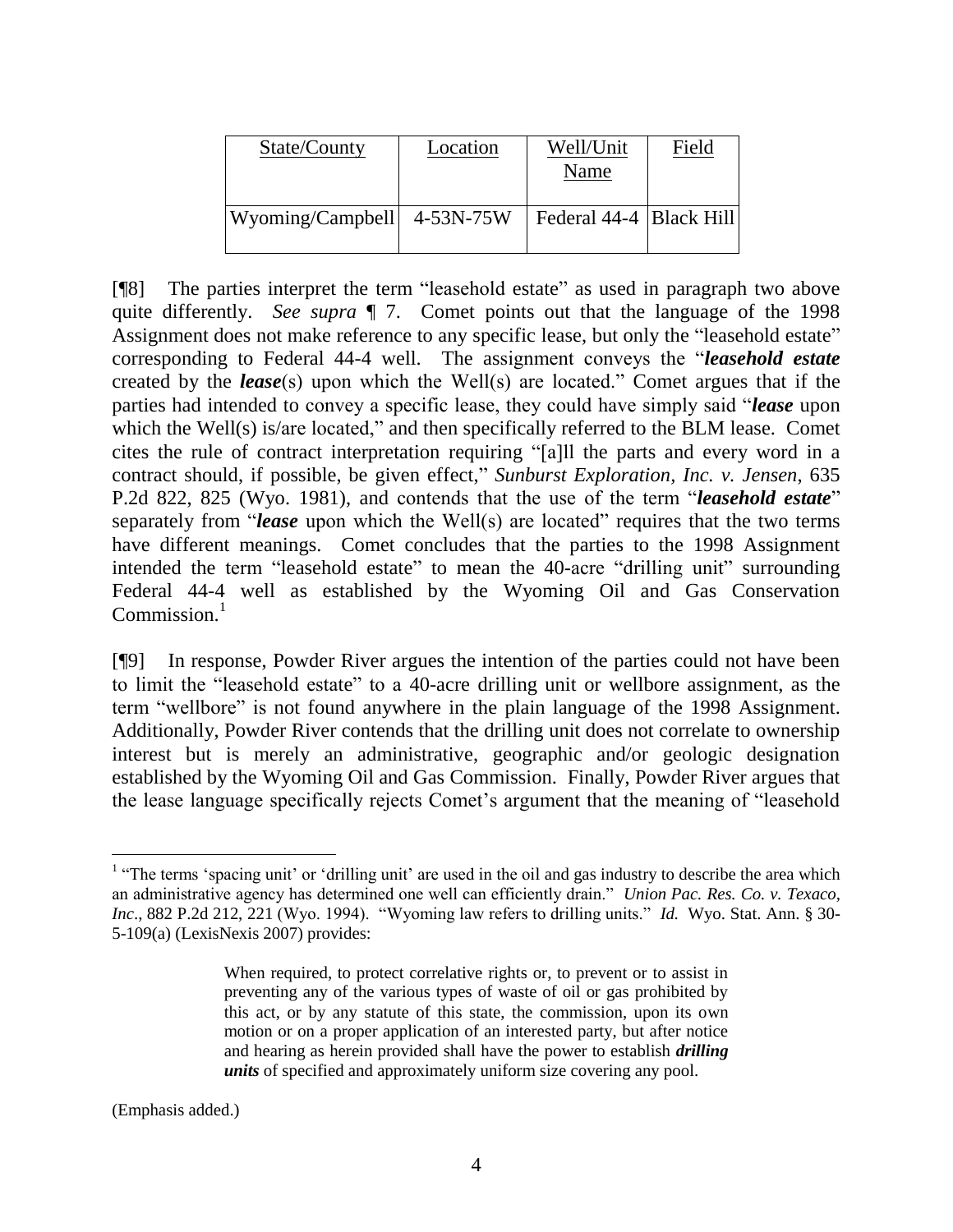| State/County | Location | Well/Unit Name | Field |
|---|---|---|---|
| Wyoming/Campbell | 4-53N-75W | Federal 44-4 | Black Hill |

[¶8] The parties interpret the term "leasehold estate" as used in paragraph two above quite differently. *See supra* ¶ 7. Comet points out that the language of the 1998 Assignment does not make reference to any specific lease, but only the "leasehold estate" corresponding to Federal 44-4 well. The assignment conveys the "***leasehold estate*** created by the ***lease***(s) upon which the Well(s) are located." Comet argues that if the parties had intended to convey a specific lease, they could have simply said "***lease*** upon which the Well(s) is/are located," and then specifically referred to the BLM lease. Comet cites the rule of contract interpretation requiring "[a]ll the parts and every word in a contract should, if possible, be given effect," *Sunburst Exploration, Inc. v. Jensen*, 635 P.2d 822, 825 (Wyo. 1981), and contends that the use of the term "***leasehold estate***" separately from "***lease*** upon which the Well(s) are located" requires that the two terms have different meanings. Comet concludes that the parties to the 1998 Assignment intended the term "leasehold estate" to mean the 40-acre "drilling unit" surrounding Federal 44-4 well as established by the Wyoming Oil and Gas Conservation Commission.[1]

[¶9] In response, Powder River argues the intention of the parties could not have been to limit the "leasehold estate" to a 40-acre drilling unit or wellbore assignment, as the term "wellbore" is not found anywhere in the plain language of the 1998 Assignment. Additionally, Powder River contends that the drilling unit does not correlate to ownership interest but is merely an administrative, geographic and/or geologic designation established by the Wyoming Oil and Gas Commission. Finally, Powder River argues that the lease language specifically rejects Comet's argument that the meaning of "leasehold

---

[1] "The terms 'spacing unit' or 'drilling unit' are used in the oil and gas industry to describe the area which an administrative agency has determined one well can efficiently drain." *Union Pac. Res. Co. v. Texaco, Inc*., 882 P.2d 212, 221 (Wyo. 1994). "Wyoming law refers to drilling units." *Id.* Wyo. Stat. Ann. § 30-5-109(a) (LexisNexis 2007) provides:

> When required, to protect correlative rights or, to prevent or to assist in preventing any of the various types of waste of oil or gas prohibited by this act, or by any statute of this state, the commission, upon its own motion or on a proper application of an interested party, but after notice and hearing as herein provided shall have the power to establish ***drilling units*** of specified and approximately uniform size covering any pool.

(Emphasis added.)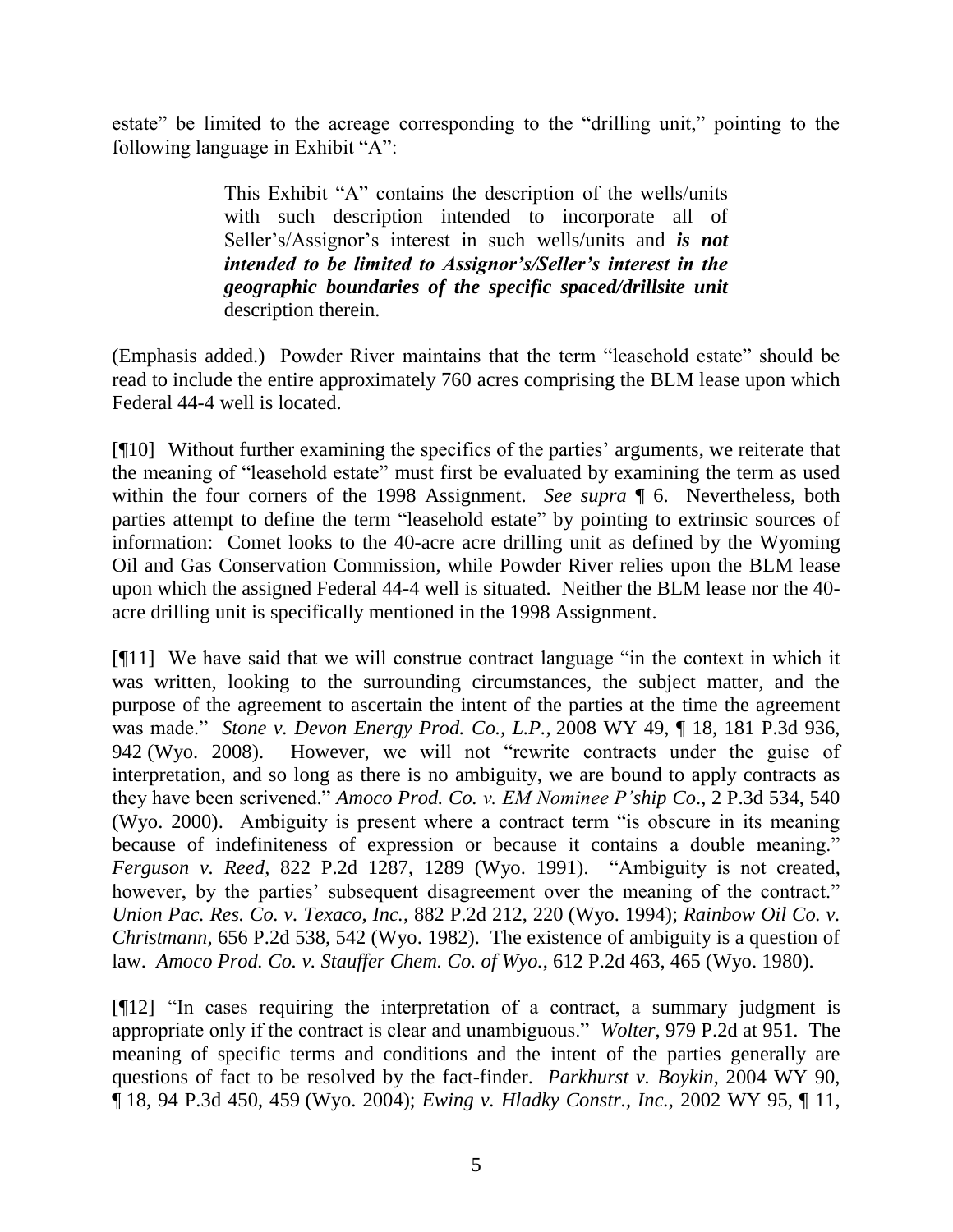estate" be limited to the acreage corresponding to the "drilling unit," pointing to the following language in Exhibit "A":

> This Exhibit "A" contains the description of the wells/units with such description intended to incorporate all of Seller's/Assignor's interest in such wells/units and ***is not intended to be limited to Assignor's/Seller's interest in the geographic boundaries of the specific spaced/drillsite unit*** description therein.

(Emphasis added.) Powder River maintains that the term "leasehold estate" should be read to include the entire approximately 760 acres comprising the BLM lease upon which Federal 44-4 well is located.

[¶10] Without further examining the specifics of the parties' arguments, we reiterate that the meaning of "leasehold estate" must first be evaluated by examining the term as used within the four corners of the 1998 Assignment. *See supra* ¶ 6. Nevertheless, both parties attempt to define the term "leasehold estate" by pointing to extrinsic sources of information: Comet looks to the 40-acre acre drilling unit as defined by the Wyoming Oil and Gas Conservation Commission, while Powder River relies upon the BLM lease upon which the assigned Federal 44-4 well is situated. Neither the BLM lease nor the 40-acre drilling unit is specifically mentioned in the 1998 Assignment.

[¶11] We have said that we will construe contract language "in the context in which it was written, looking to the surrounding circumstances, the subject matter, and the purpose of the agreement to ascertain the intent of the parties at the time the agreement was made." *Stone v. Devon Energy Prod. Co., L.P.*, 2008 WY 49, ¶ 18, 181 P.3d 936, 942 (Wyo. 2008). However, we will not "rewrite contracts under the guise of interpretation, and so long as there is no ambiguity, we are bound to apply contracts as they have been scrivened." *Amoco Prod. Co. v. EM Nominee P'ship Co*., 2 P.3d 534, 540 (Wyo. 2000). Ambiguity is present where a contract term "is obscure in its meaning because of indefiniteness of expression or because it contains a double meaning." *Ferguson v. Reed*, 822 P.2d 1287, 1289 (Wyo. 1991). "Ambiguity is not created, however, by the parties' subsequent disagreement over the meaning of the contract." *Union Pac. Res. Co. v. Texaco, Inc.*, 882 P.2d 212, 220 (Wyo. 1994); *Rainbow Oil Co. v. Christmann,* 656 P.2d 538, 542 (Wyo. 1982). The existence of ambiguity is a question of law. *Amoco Prod. Co. v. Stauffer Chem. Co. of Wyo.*, 612 P.2d 463, 465 (Wyo. 1980).

[¶12] "In cases requiring the interpretation of a contract, a summary judgment is appropriate only if the contract is clear and unambiguous." *Wolter*, 979 P.2d at 951. The meaning of specific terms and conditions and the intent of the parties generally are questions of fact to be resolved by the fact-finder. *Parkhurst v. Boykin*, 2004 WY 90, ¶ 18, 94 P.3d 450, 459 (Wyo. 2004); *Ewing v. Hladky Constr., Inc.*, 2002 WY 95, ¶ 11,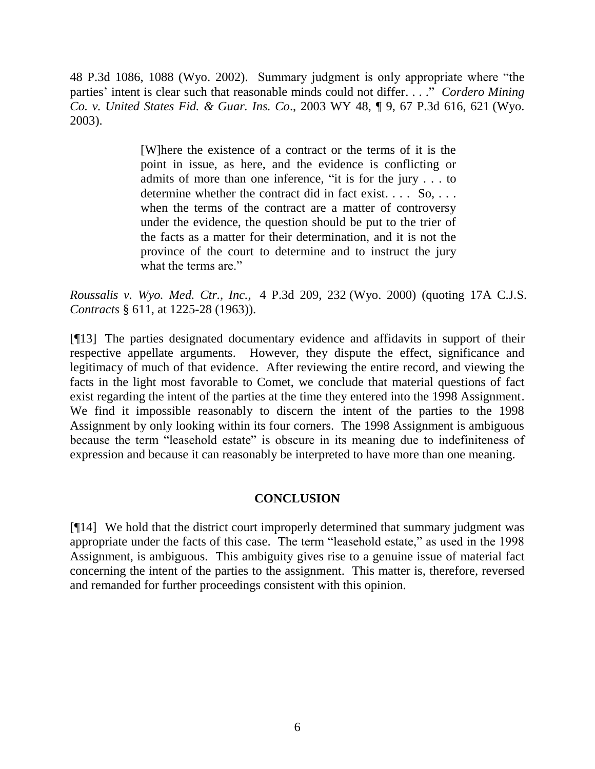48 P.3d 1086, 1088 (Wyo. 2002). Summary judgment is only appropriate where "the parties' intent is clear such that reasonable minds could not differ. . . ." *Cordero Mining Co. v. United States Fid. & Guar. Ins. Co*., 2003 WY 48, ¶ 9, 67 P.3d 616, 621 (Wyo. 2003).

> [W]here the existence of a contract or the terms of it is the point in issue, as here, and the evidence is conflicting or admits of more than one inference, "it is for the jury . . . to determine whether the contract did in fact exist. . . . So, . . . when the terms of the contract are a matter of controversy under the evidence, the question should be put to the trier of the facts as a matter for their determination, and it is not the province of the court to determine and to instruct the jury what the terms are."

*Roussalis v. Wyo. Med. Ctr., Inc.*, 4 P.3d 209, 232 (Wyo. 2000) (quoting 17A C.J.S. *Contracts* § 611, at 1225-28 (1963)).

[¶13] The parties designated documentary evidence and affidavits in support of their respective appellate arguments. However, they dispute the effect, significance and legitimacy of much of that evidence. After reviewing the entire record, and viewing the facts in the light most favorable to Comet, we conclude that material questions of fact exist regarding the intent of the parties at the time they entered into the 1998 Assignment. We find it impossible reasonably to discern the intent of the parties to the 1998 Assignment by only looking within its four corners. The 1998 Assignment is ambiguous because the term "leasehold estate" is obscure in its meaning due to indefiniteness of expression and because it can reasonably be interpreted to have more than one meaning.

## CONCLUSION

[¶14] We hold that the district court improperly determined that summary judgment was appropriate under the facts of this case. The term "leasehold estate," as used in the 1998 Assignment, is ambiguous. This ambiguity gives rise to a genuine issue of material fact concerning the intent of the parties to the assignment. This matter is, therefore, reversed and remanded for further proceedings consistent with this opinion.